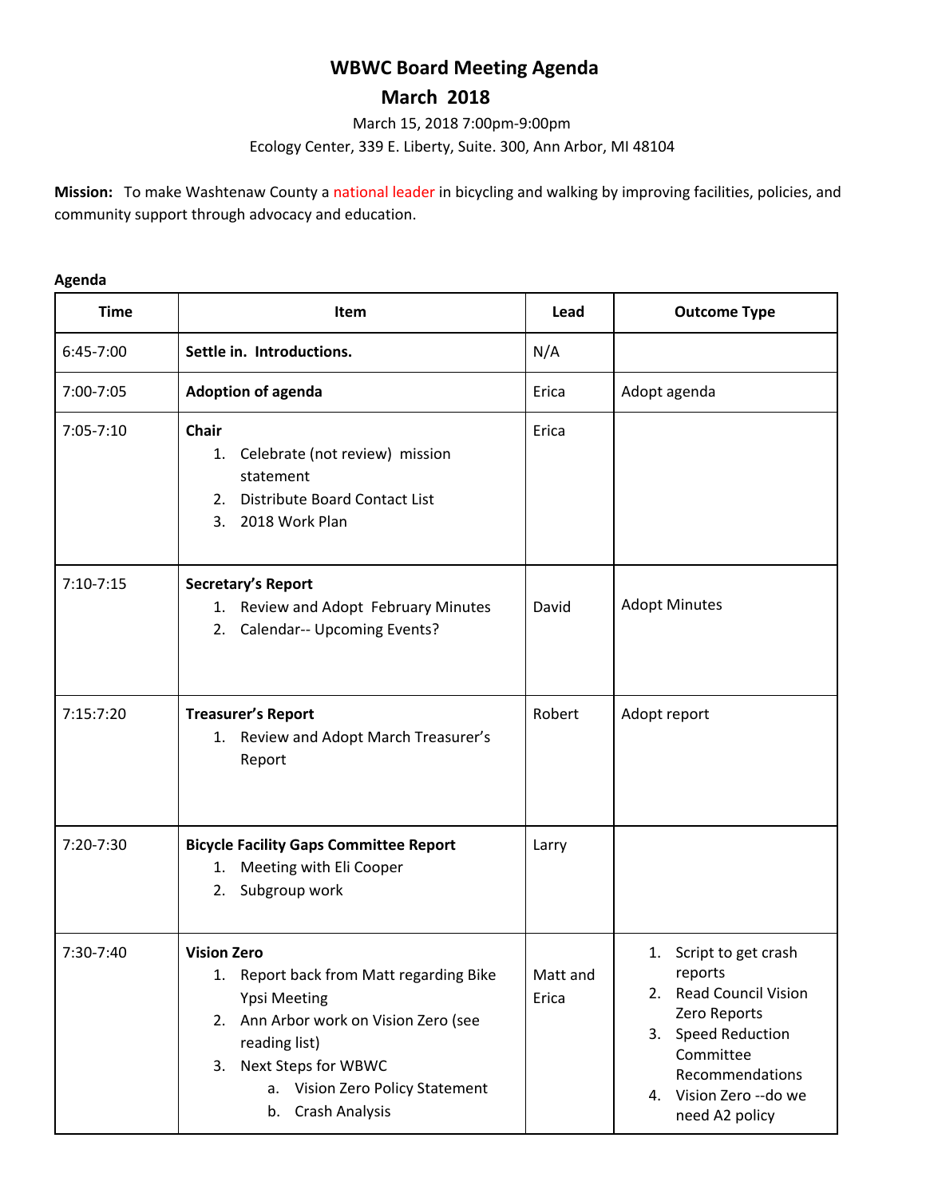# WBWC Board Meeting Agenda

## March 2018

March 15, 2018 7:00pm-9:00pm

Ecology Center, 339 E. Liberty, Suite. 300, Ann Arbor, MI 48104

**Mission:** To make Washtenaw County a national leader in bicycling and walking by improving facilities, policies, and community support through advocacy and education.

**Agenda**

| Time | Item | Lead | Outcome Type |
|---|---|---|---|
| 6:45-7:00 | **Settle in. Introductions.** | N/A | |
| 7:00-7:05 | **Adoption of agenda** | Erica | Adopt agenda |
| 7:05-7:10 | **Chair**<br>1. Celebrate (not review) mission statement<br>2. Distribute Board Contact List<br>3. 2018 Work Plan | Erica | |
| 7:10-7:15 | **Secretary's Report**<br>1. Review and Adopt February Minutes<br>2. Calendar-- Upcoming Events? | David | Adopt Minutes |
| 7:15:7:20 | **Treasurer's Report**<br>1. Review and Adopt March Treasurer's Report | Robert | Adopt report |
| 7:20-7:30 | **Bicycle Facility Gaps Committee Report**<br>1. Meeting with Eli Cooper<br>2. Subgroup work | Larry | |
| 7:30-7:40 | **Vision Zero**<br>1. Report back from Matt regarding Bike Ypsi Meeting<br>2. Ann Arbor work on Vision Zero (see reading list)<br>3. Next Steps for WBWC<br>a. Vision Zero Policy Statement<br>b. Crash Analysis | Matt and Erica | 1. Script to get crash reports<br>2. Read Council Vision Zero Reports<br>3. Speed Reduction Committee Recommendations<br>4. Vision Zero --do we need A2 policy |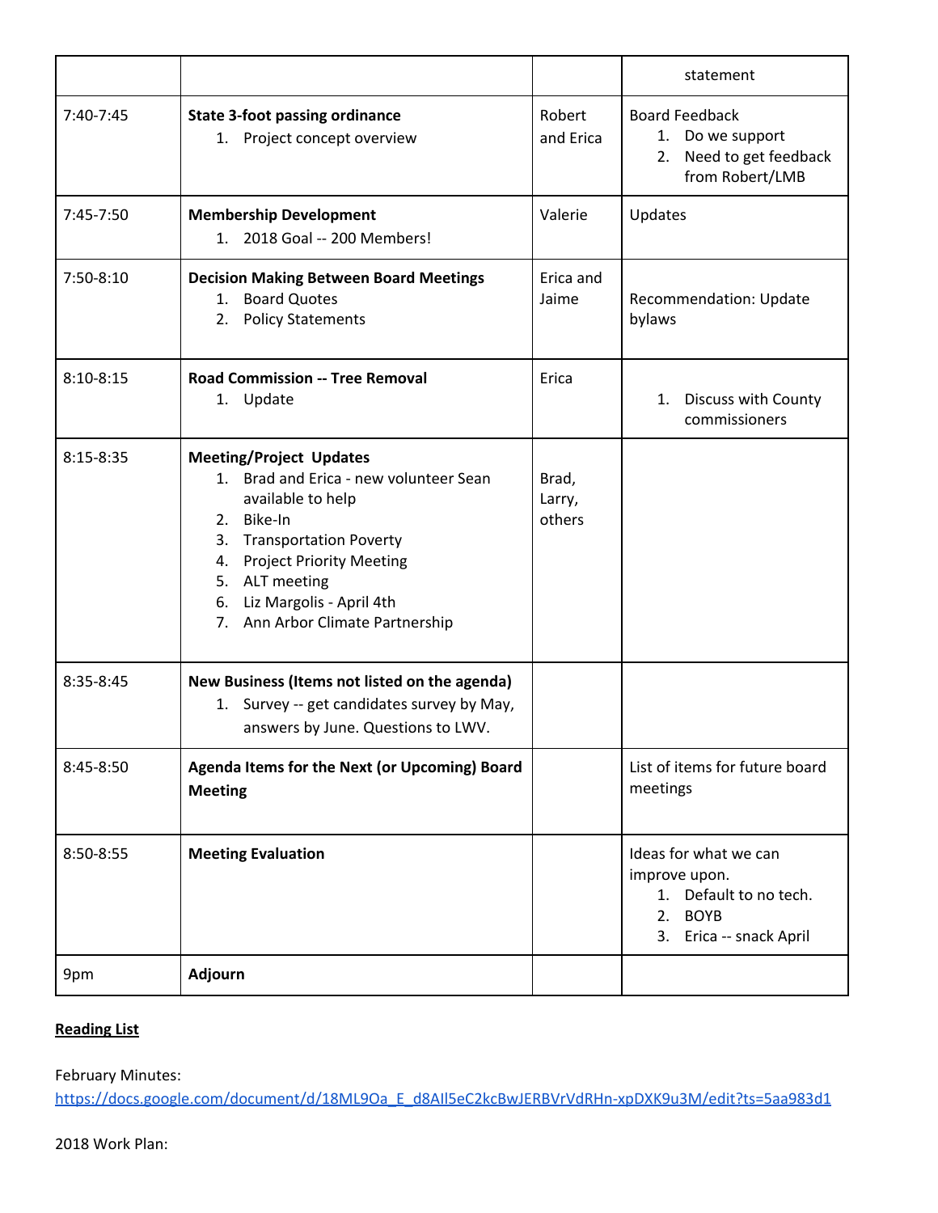| | | | statement |
|---|---|---|---|
| 7:40-7:45 | **State 3-foot passing ordinance**<br>1. Project concept overview | Robert and Erica | Board Feedback<br>1. Do we support<br>2. Need to get feedback from Robert/LMB |
| 7:45-7:50 | **Membership Development**<br>1. 2018 Goal -- 200 Members! | Valerie | Updates |
| 7:50-8:10 | **Decision Making Between Board Meetings**<br>1. Board Quotes<br>2. Policy Statements | Erica and Jaime | Recommendation: Update bylaws |
| 8:10-8:15 | **Road Commission -- Tree Removal**<br>1. Update | Erica | 1. Discuss with County commissioners |
| 8:15-8:35 | **Meeting/Project Updates**<br>1. Brad and Erica - new volunteer Sean available to help<br>2. Bike-In<br>3. Transportation Poverty<br>4. Project Priority Meeting<br>5. ALT meeting<br>6. Liz Margolis - April 4th<br>7. Ann Arbor Climate Partnership | Brad, Larry, others | |
| 8:35-8:45 | **New Business (Items not listed on the agenda)**<br>1. Survey -- get candidates survey by May, answers by June. Questions to LWV. | | |
| 8:45-8:50 | **Agenda Items for the Next (or Upcoming) Board Meeting** | | List of items for future board meetings |
| 8:50-8:55 | **Meeting Evaluation** | | Ideas for what we can improve upon.<br>1. Default to no tech.<br>2. BOYB<br>3. Erica -- snack April |
| 9pm | **Adjourn** | | |

**Reading List**

February Minutes:
https://docs.google.com/document/d/18ML9Oa_E_d8AIl5eC2kcBwJERBVrVdRHn-xpDXK9u3M/edit?ts=5aa983d1

2018 Work Plan: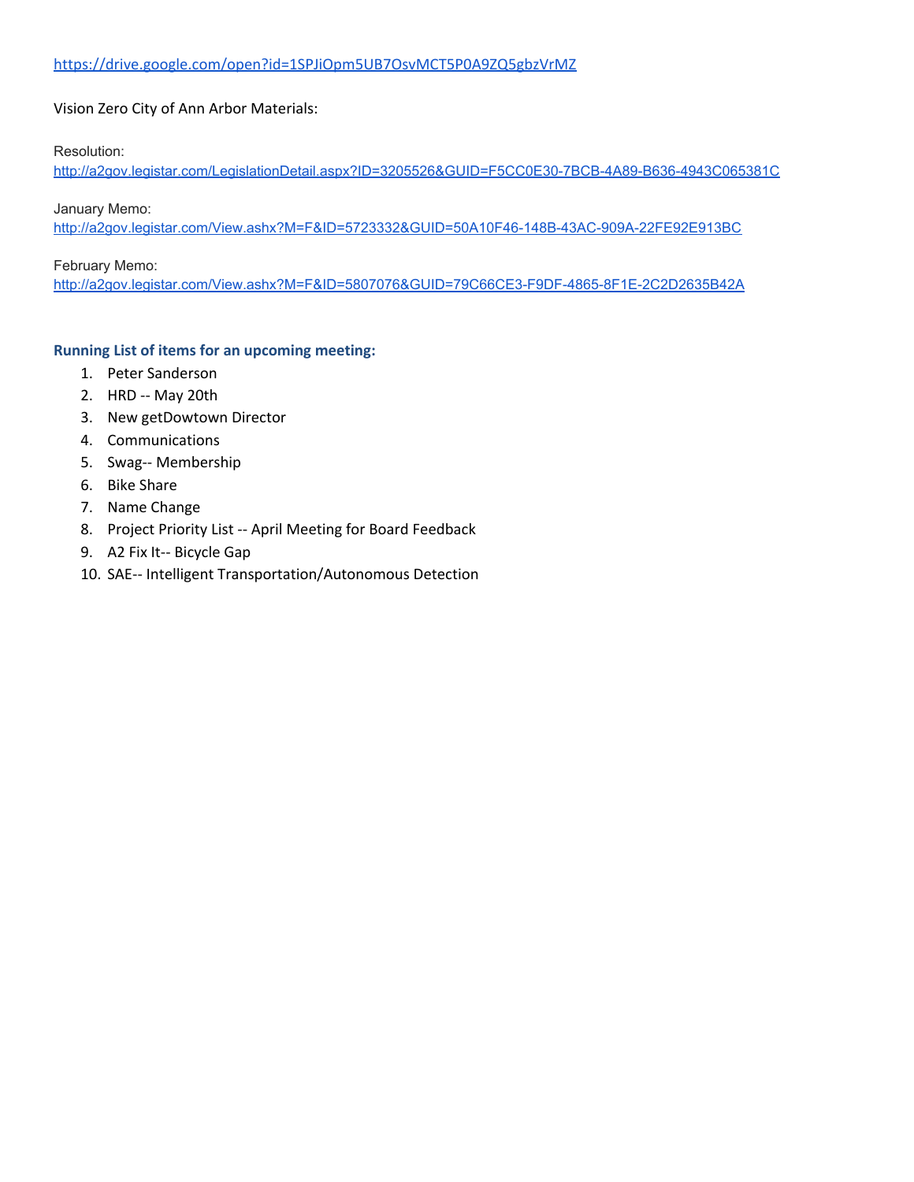https://drive.google.com/open?id=1SPJiOpm5UB7OsvMCT5P0A9ZQ5gbzVrMZ

Vision Zero City of Ann Arbor Materials:

Resolution:
http://a2gov.legistar.com/LegislationDetail.aspx?ID=3205526&GUID=F5CC0E30-7BCB-4A89-B636-4943C065381C

January Memo:
http://a2gov.legistar.com/View.ashx?M=F&ID=5723332&GUID=50A10F46-148B-43AC-909A-22FE92E913BC

February Memo:
http://a2gov.legistar.com/View.ashx?M=F&ID=5807076&GUID=79C66CE3-F9DF-4865-8F1E-2C2D2635B42A

### Running List of items for an upcoming meeting:

1. Peter Sanderson
2. HRD -- May 20th
3. New getDowtown Director
4. Communications
5. Swag-- Membership
6. Bike Share
7. Name Change
8. Project Priority List -- April Meeting for Board Feedback
9. A2 Fix It-- Bicycle Gap
10. SAE-- Intelligent Transportation/Autonomous Detection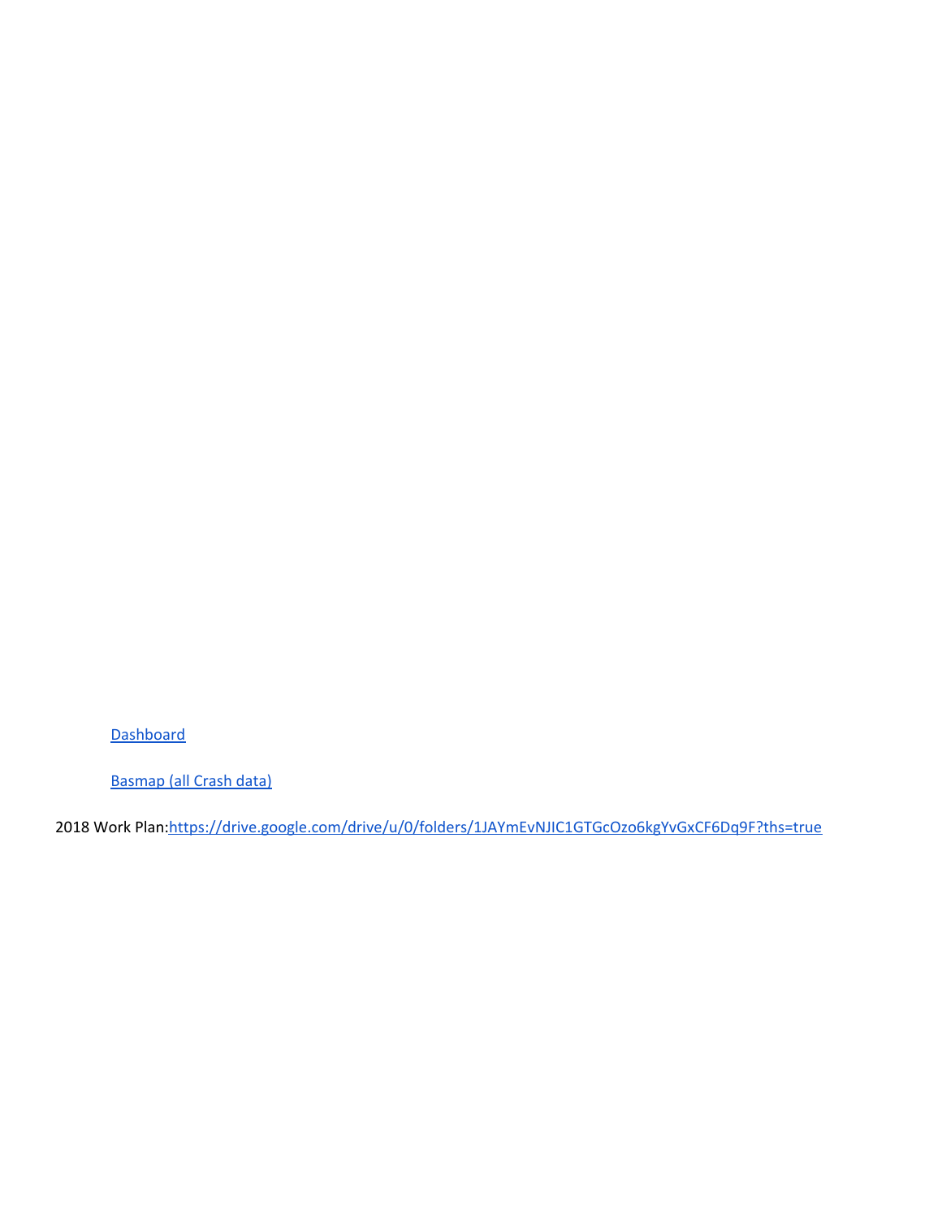Dashboard

Basmap (all Crash data)

2018 Work Plan:https://drive.google.com/drive/u/0/folders/1JAYmEvNJIC1GTGcOzo6kgYvGxCF6Dq9F?ths=true